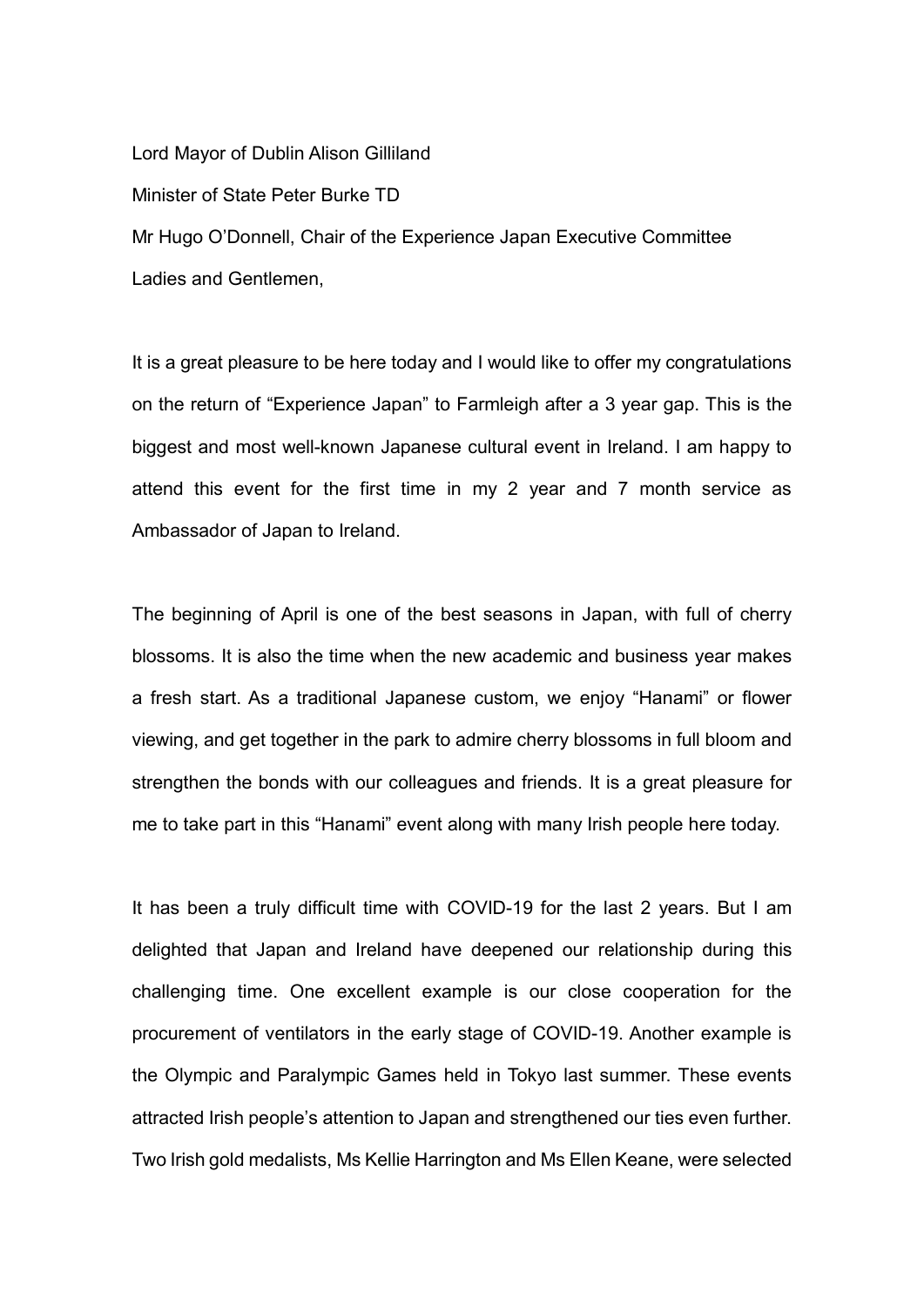Lord Mayor of Dublin Alison Gilliland

Minister of State Peter Burke TD

Mr Hugo O'Donnell, Chair of the Experience Japan Executive Committee

Ladies and Gentlemen,

It is a great pleasure to be here today and I would like to offer my congratulations on the return of "Experience Japan" to Farmleigh after a 3 year gap. This is the biggest and most well-known Japanese cultural event in Ireland. I am happy to attend this event for the first time in my 2 year and 7 month service as Ambassador of Japan to Ireland.

The beginning of April is one of the best seasons in Japan, with full of cherry blossoms. It is also the time when the new academic and business year makes a fresh start. As a traditional Japanese custom, we enjoy "Hanami" or flower viewing, and get together in the park to admire cherry blossoms in full bloom and strengthen the bonds with our colleagues and friends. It is a great pleasure for me to take part in this "Hanami" event along with many Irish people here today.

It has been a truly difficult time with COVID-19 for the last 2 years. But I am delighted that Japan and Ireland have deepened our relationship during this challenging time. One excellent example is our close cooperation for the procurement of ventilators in the early stage of COVID-19. Another example is the Olympic and Paralympic Games held in Tokyo last summer. These events attracted Irish people's attention to Japan and strengthened our ties even further. Two Irish gold medalists, Ms Kellie Harrington and Ms Ellen Keane, were selected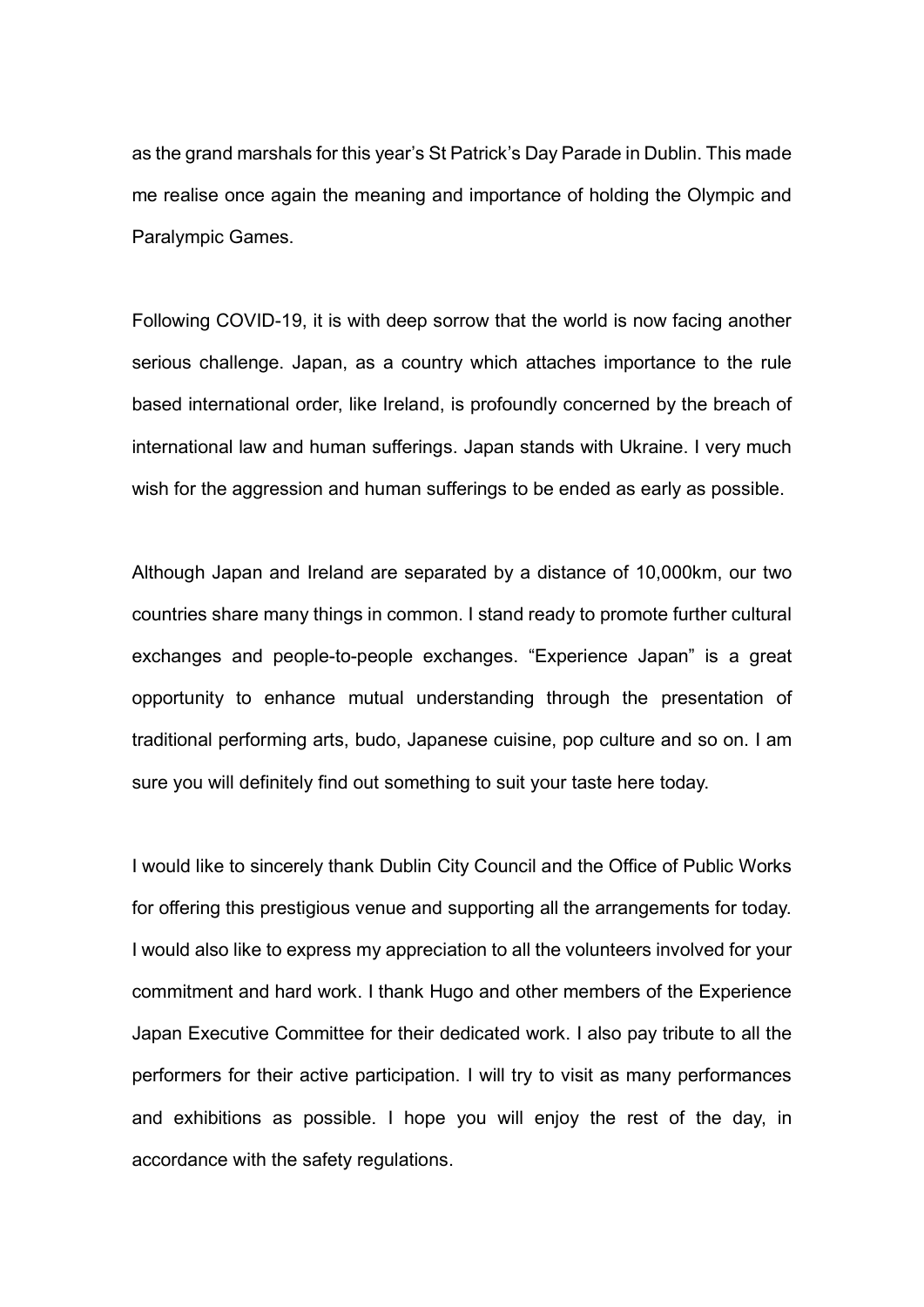as the grand marshals for this year's St Patrick's Day Parade in Dublin. This made me realise once again the meaning and importance of holding the Olympic and Paralympic Games.

Following COVID-19, it is with deep sorrow that the world is now facing another serious challenge. Japan, as a country which attaches importance to the rule based international order, like Ireland, is profoundly concerned by the breach of international law and human sufferings. Japan stands with Ukraine. I very much wish for the aggression and human sufferings to be ended as early as possible.

Although Japan and Ireland are separated by a distance of 10,000km, our two countries share many things in common. I stand ready to promote further cultural exchanges and people-to-people exchanges. "Experience Japan" is a great opportunity to enhance mutual understanding through the presentation of traditional performing arts, budo, Japanese cuisine, pop culture and so on. I am sure you will definitely find out something to suit your taste here today.

I would like to sincerely thank Dublin City Council and the Office of Public Works for offering this prestigious venue and supporting all the arrangements for today. I would also like to express my appreciation to all the volunteers involved for your commitment and hard work. I thank Hugo and other members of the Experience Japan Executive Committee for their dedicated work. I also pay tribute to all the performers for their active participation. I will try to visit as many performances and exhibitions as possible. I hope you will enjoy the rest of the day, in accordance with the safety regulations.